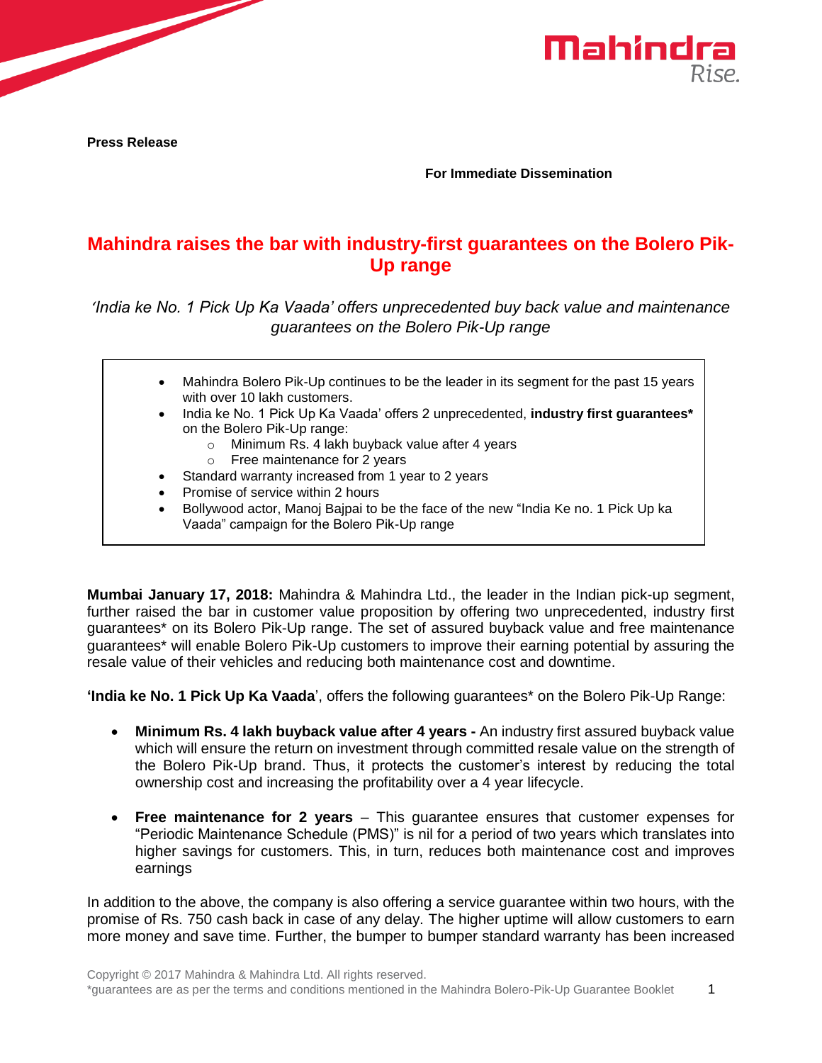**Press Release**

**For Immediate Dissemination**

# Mahindra raises the bar with industry-first guarantees on the Bolero Pik-Up range

*'India ke No. 1 Pick Up Ka Vaada' offers unprecedented buy back value and maintenance guarantees on the Bolero Pik-Up range*

- Mahindra Bolero Pik-Up continues to be the leader in its segment for the past 15 years with over 10 lakh customers.
- India ke No. 1 Pick Up Ka Vaada' offers 2 unprecedented, **industry first guarantees*** on the Bolero Pik-Up range:
  - Minimum Rs. 4 lakh buyback value after 4 years
  - Free maintenance for 2 years
- Standard warranty increased from 1 year to 2 years
- Promise of service within 2 hours
- Bollywood actor, Manoj Bajpai to be the face of the new "India Ke no. 1 Pick Up ka Vaada" campaign for the Bolero Pik-Up range

**Mumbai January 17, 2018:** Mahindra & Mahindra Ltd., the leader in the Indian pick-up segment, further raised the bar in customer value proposition by offering two unprecedented, industry first guarantees* on its Bolero Pik-Up range. The set of assured buyback value and free maintenance guarantees* will enable Bolero Pik-Up customers to improve their earning potential by assuring the resale value of their vehicles and reducing both maintenance cost and downtime.

**'India ke No. 1 Pick Up Ka Vaada**', offers the following guarantees* on the Bolero Pik-Up Range:

- **Minimum Rs. 4 lakh buyback value after 4 years -** An industry first assured buyback value which will ensure the return on investment through committed resale value on the strength of the Bolero Pik-Up brand. Thus, it protects the customer's interest by reducing the total ownership cost and increasing the profitability over a 4 year lifecycle.

- **Free maintenance for 2 years** – This guarantee ensures that customer expenses for "Periodic Maintenance Schedule (PMS)" is nil for a period of two years which translates into higher savings for customers. This, in turn, reduces both maintenance cost and improves earnings

In addition to the above, the company is also offering a service guarantee within two hours, with the promise of Rs. 750 cash back in case of any delay. The higher uptime will allow customers to earn more money and save time. Further, the bumper to bumper standard warranty has been increased

Copyright © 2017 Mahindra & Mahindra Ltd. All rights reserved.
*guarantees are as per the terms and conditions mentioned in the Mahindra Bolero-Pik-Up Guarantee Booklet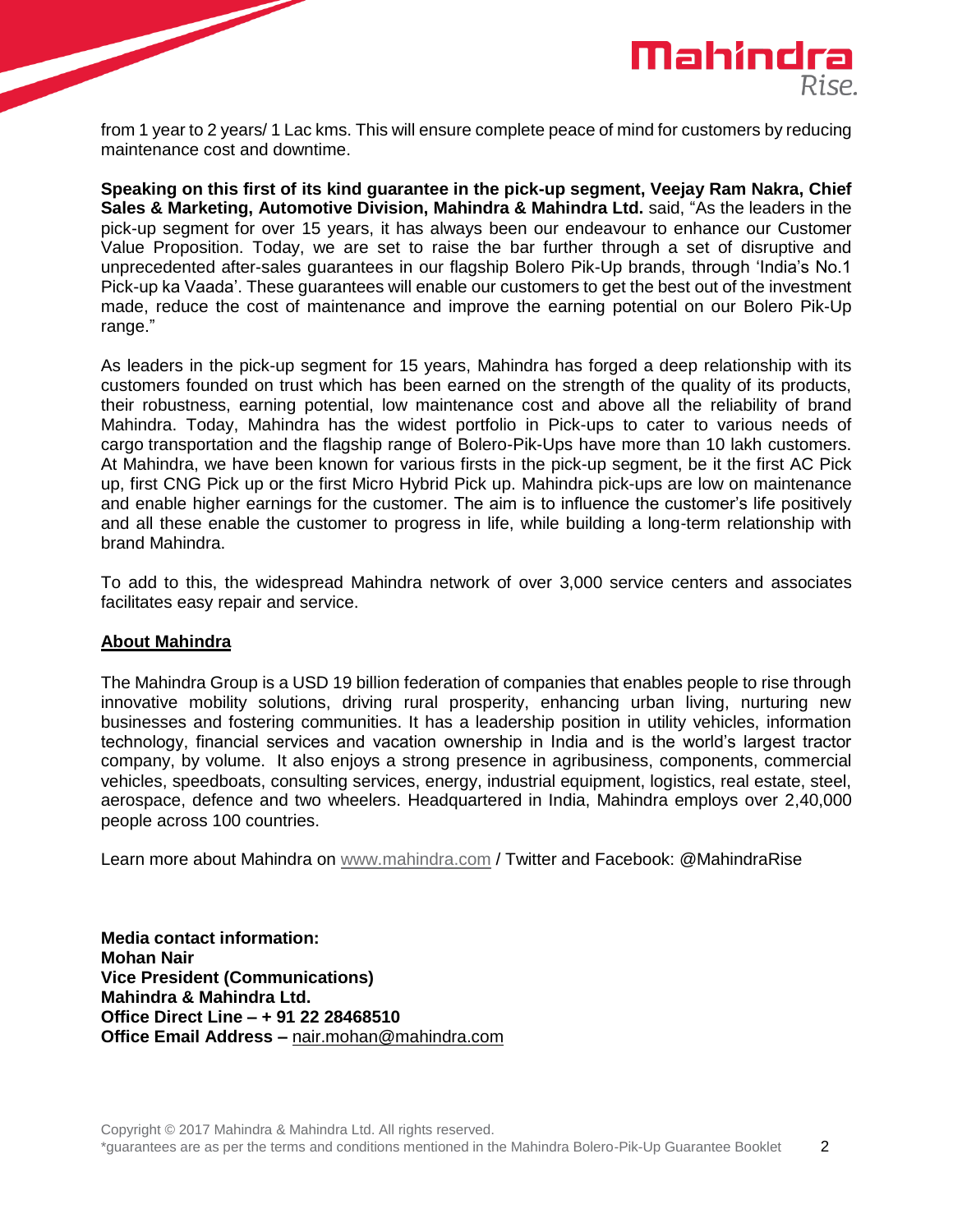from 1 year to 2 years/ 1 Lac kms. This will ensure complete peace of mind for customers by reducing maintenance cost and downtime.

**Speaking on this first of its kind guarantee in the pick-up segment, Veejay Ram Nakra, Chief Sales & Marketing, Automotive Division, Mahindra & Mahindra Ltd.** said, "As the leaders in the pick-up segment for over 15 years, it has always been our endeavour to enhance our Customer Value Proposition. Today, we are set to raise the bar further through a set of disruptive and unprecedented after-sales guarantees in our flagship Bolero Pik-Up brands, through 'India's No.1 Pick-up ka Vaada'. These guarantees will enable our customers to get the best out of the investment made, reduce the cost of maintenance and improve the earning potential on our Bolero Pik-Up range."

As leaders in the pick-up segment for 15 years, Mahindra has forged a deep relationship with its customers founded on trust which has been earned on the strength of the quality of its products, their robustness, earning potential, low maintenance cost and above all the reliability of brand Mahindra. Today, Mahindra has the widest portfolio in Pick-ups to cater to various needs of cargo transportation and the flagship range of Bolero-Pik-Ups have more than 10 lakh customers. At Mahindra, we have been known for various firsts in the pick-up segment, be it the first AC Pick up, first CNG Pick up or the first Micro Hybrid Pick up. Mahindra pick-ups are low on maintenance and enable higher earnings for the customer. The aim is to influence the customer's life positively and all these enable the customer to progress in life, while building a long-term relationship with brand Mahindra.

To add to this, the widespread Mahindra network of over 3,000 service centers and associates facilitates easy repair and service.

## About Mahindra

The Mahindra Group is a USD 19 billion federation of companies that enables people to rise through innovative mobility solutions, driving rural prosperity, enhancing urban living, nurturing new businesses and fostering communities. It has a leadership position in utility vehicles, information technology, financial services and vacation ownership in India and is the world's largest tractor company, by volume. It also enjoys a strong presence in agribusiness, components, commercial vehicles, speedboats, consulting services, energy, industrial equipment, logistics, real estate, steel, aerospace, defence and two wheelers. Headquartered in India, Mahindra employs over 2,40,000 people across 100 countries.

Learn more about Mahindra on www.mahindra.com / Twitter and Facebook: @MahindraRise

**Media contact information:**
**Mohan Nair**
**Vice President (Communications)**
**Mahindra & Mahindra Ltd.**
**Office Direct Line – + 91 22 28468510**
**Office Email Address –** nair.mohan@mahindra.com

Copyright © 2017 Mahindra & Mahindra Ltd. All rights reserved.
*guarantees are as per the terms and conditions mentioned in the Mahindra Bolero-Pik-Up Guarantee Booklet